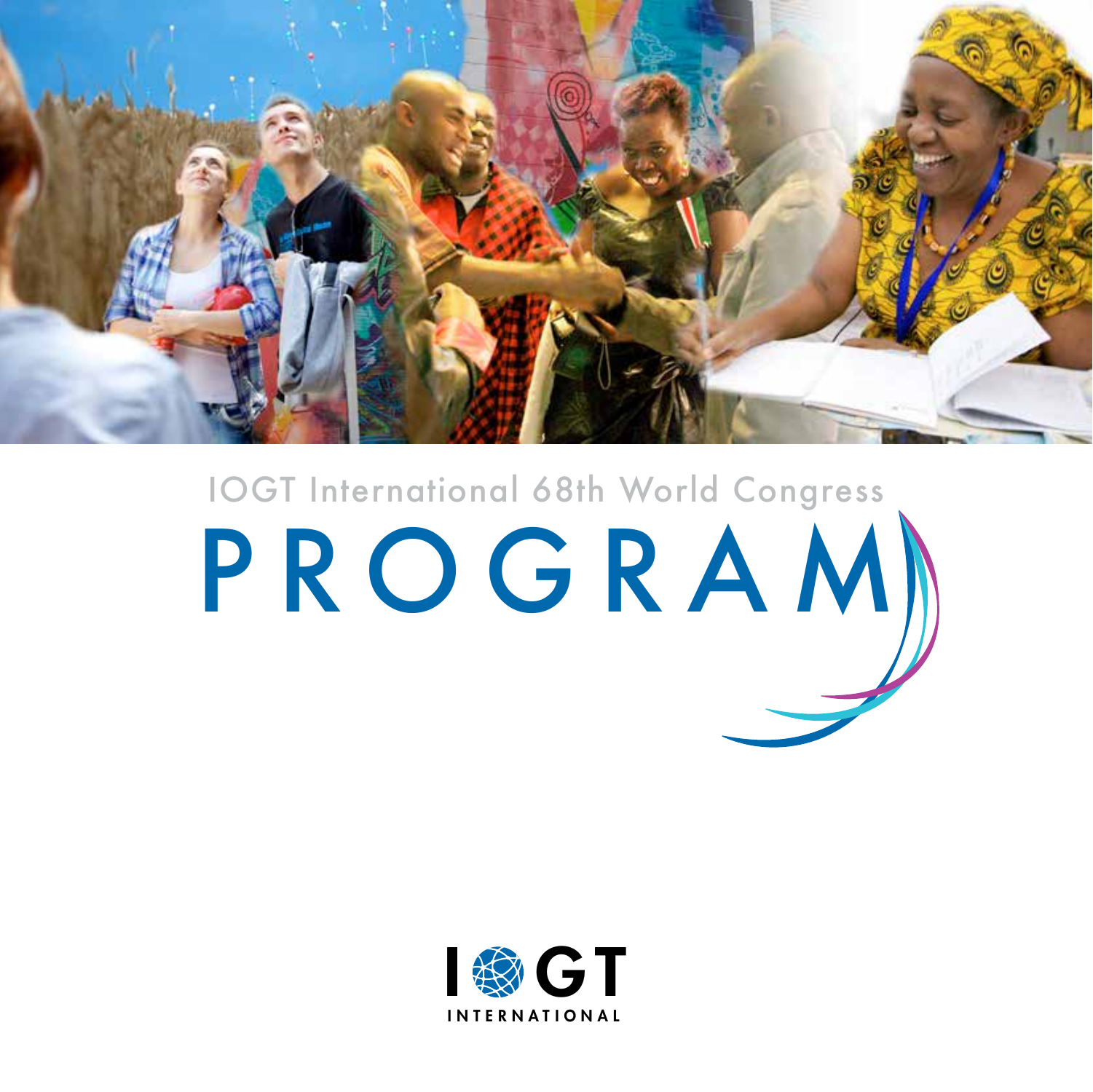IOGT International 68th World Congress

# PROGRAM

IOGT INTERNATIONAL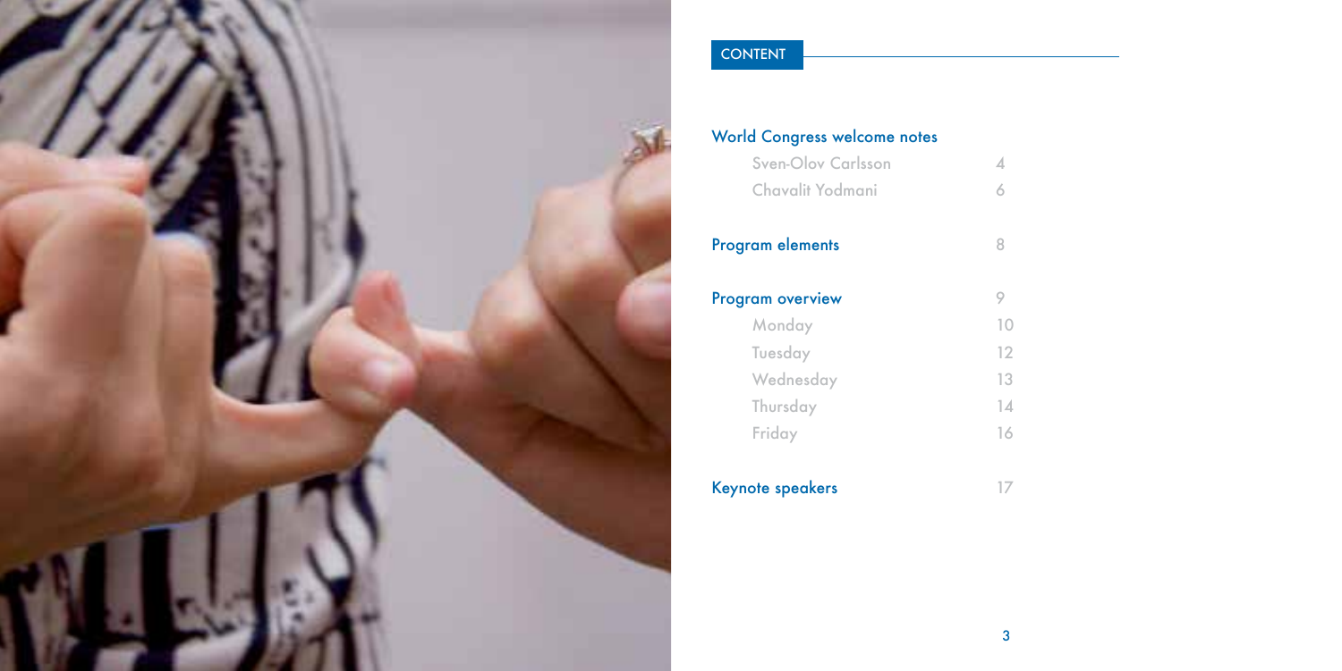## CONTENT

| | |
|---|---|
| **World Congress welcome notes** | |
| Sven-Olov Carlsson | 4 |
| Chavalit Yodmani | 6 |
| **Program elements** | 8 |
| **Program overview** | 9 |
| Monday | 10 |
| Tuesday | 12 |
| Wednesday | 13 |
| Thursday | 14 |
| Friday | 16 |
| **Keynote speakers** | 17 |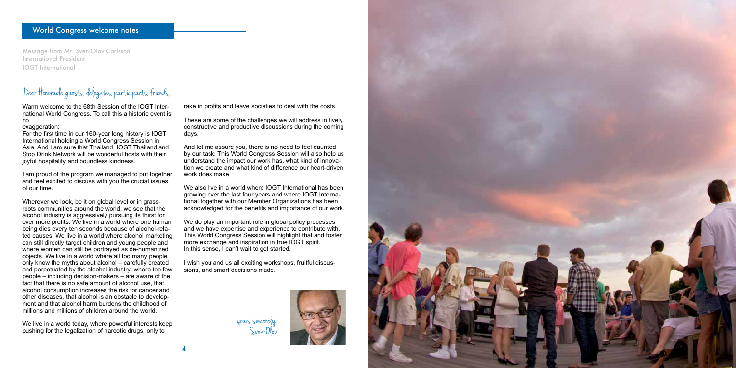## World Congress welcome notes

Message from Mr. Sven-Olov Carlsson
International President
IOGT International

### Dear Honorable guests, delegates, participants, friends,

Warm welcome to the 68th Session of the IOGT International World Congress. To call this a historic event is no
exaggeration:
For the first time in our 160-year long history is IOGT International holding a World Congress Session in Asia. And I am sure that Thailand, IOGT Thailand and Stop Drink Network will be wonderful hosts with their joyful hospitality and boundless kindness.

I am proud of the program we managed to put together and feel excited to discuss with you the crucial issues of our time.

Wherever we look, be it on global level or in grassroots communities around the world, we see that the alcohol industry is aggressively pursuing its thirst for ever more profits. We live in a world where one human being dies every ten seconds because of alcohol-related causes. We live in a world where alcohol marketing can still directly target children and young people and where women can still be portrayed as de-humanized objects. We live in a world where all too many people only know the myths about alcohol – carefully created and perpetuated by the alcohol industry; where too few people – including decision-makers – are aware of the fact that there is no safe amount of alcohol use, that alcohol consumption increases the risk for cancer and other diseases, that alcohol is an obstacle to development and that alcohol harm burdens the childhood of millions and millions of children around the world.

We live in a world today, where powerful interests keep pushing for the legalization of narcotic drugs, only to rake in profits and leave societies to deal with the costs.

These are some of the challenges we will address in lively, constructive and productive discussions during the coming days.

And let me assure you, there is no need to feel daunted by our task. This World Congress Session will also help us understand the impact our work has, what kind of innovation we create and what kind of difference our heart-driven work does make.

We also live in a world where IOGT International has been growing over the last four years and where IOGT International together with our Member Organizations has been acknowledged for the benefits and importance of our work.

We do play an important role in global policy processes and we have expertise and experience to contribute with. This World Congress Session will highlight that and foster more exchange and inspiration in true IOGT spirit.
In this sense, I can't wait to get started.

I wish you and us all exciting workshops, fruitful discussions, and smart decisions made.

yours sincerely,
Sven-Olov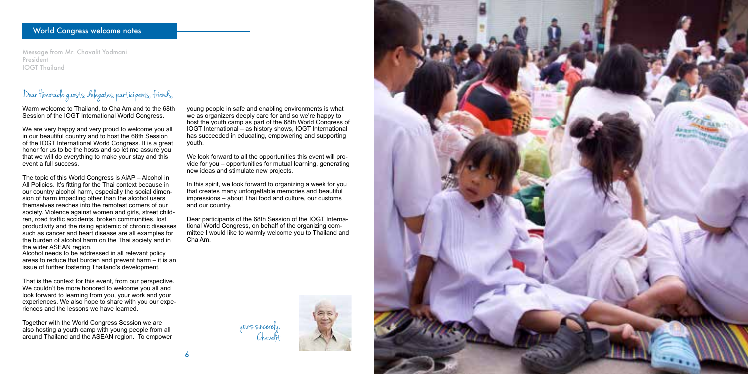## World Congress welcome notes

Message from Mr. Chavalit Yodmani
President
IOGT Thailand

### Dear Honorable guests, delegates, participants, friends,

Warm welcome to Thailand, to Cha Am and to the 68th Session of the IOGT International World Congress.

We are very happy and very proud to welcome you all in our beautiful country and to host the 68th Session of the IOGT International World Congress. It is a great honor for us to be the hosts and so let me assure you that we will do everything to make your stay and this event a full success.

The topic of this World Congress is AiAP – Alcohol in All Policies. It's fitting for the Thai context because in our country alcohol harm, especially the social dimension of harm impacting other than the alcohol users themselves reaches into the remotest corners of our society. Violence against women and girls, street children, road traffic accidents, broken communities, lost productivity and the rising epidemic of chronic diseases such as cancer and heart disease are all examples for the burden of alcohol harm on the Thai society and in the wider ASEAN region.
Alcohol needs to be addressed in all relevant policy areas to reduce that burden and prevent harm – it is an issue of further fostering Thailand's development.

That is the context for this event, from our perspective. We couldn't be more honored to welcome you all and look forward to learning from you, your work and your experiences. We also hope to share with you our experiences and the lessons we have learned.

Together with the World Congress Session we are also hosting a youth camp with young people from all around Thailand and the ASEAN region. To empower young people in safe and enabling environments is what we as organizers deeply care for and so we're happy to host the youth camp as part of the 68th World Congress of IOGT International – as history shows, IOGT International has succeeded in educating, empowering and supporting youth.

We look forward to all the opportunities this event will provide for you – opportunities for mutual learning, generating new ideas and stimulate new projects.

In this spirit, we look forward to organizing a week for you that creates many unforgettable memories and beautiful impressions – about Thai food and culture, our customs and our country.

Dear participants of the 68th Session of the IOGT International World Congress, on behalf of the organizing committee I would like to warmly welcome you to Thailand and Cha Am.

yours sincerely,
Chavalit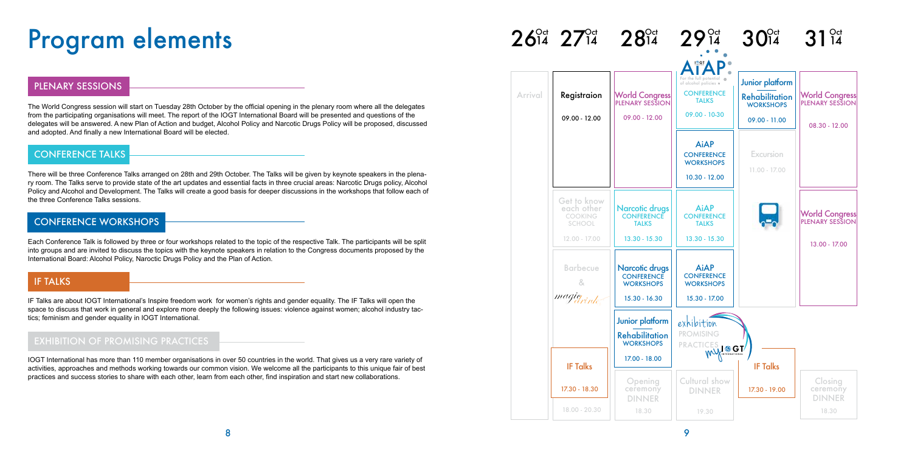# Program elements

## PLENARY SESSIONS

The World Congress session will start on Tuesday 28th October by the official opening in the plenary room where all the delegates from the participating organisations will meet. The report of the IOGT International Board will be presented and questions of the delegates will be answered. A new Plan of Action and budget, Alcohol Policy and Narcotic Drugs Policy will be proposed, discussed and adopted. And finally a new International Board will be elected.

## CONFERENCE TALKS

There will be three Conference Talks arranged on 28th and 29th October. The Talks will be given by keynote speakers in the plenary room. The Talks serve to provide state of the art updates and essential facts in three crucial areas: Narcotic Drugs policy, Alcohol Policy and Alcohol and Development. The Talks will create a good basis for deeper discussions in the workshops that follow each of the three Conference Talks sessions.

## CONFERENCE WORKSHOPS

Each Conference Talk is followed by three or four workshops related to the topic of the respective Talk. The participants will be split into groups and are invited to discuss the topics with the keynote speakers in relation to the Congress documents proposed by the International Board: Alcohol Policy, Naroctic Drugs Policy and the Plan of Action.

## IF TALKS

IF Talks are about IOGT International's Inspire freedom work for women's rights and gender equality. The IF Talks will open the space to discuss that work in general and explore more deeply the following issues: violence against women; alcohol industry tactics; feminism and gender equality in IOGT International.

## EXHIBITION OF PROMISING PRACTICES

IOGT International has more than 110 member organisations in over 50 countries in the world. That gives us a very rare variety of activities, approaches and methods working towards our common vision. We welcome all the participants to this unique fair of best practices and success stories to share with each other, learn from each other, find inspiration and start new collaborations.

| 26 Oct 14 | 27 Oct 14 | 28 Oct 14 | 29 Oct 14 | 30 Oct 14 | 31 Oct 14 |
|---|---|---|---|---|---|
| Arrival | Registraion 09.00 - 12.00 | World Congress Plenary Session 09.00 - 12.00 | AiAP (For the full potential of alcohol policies) Conference Talks 09.00 - 10.30 | Junior platform / Rehabilitation Workshops 09.00 - 11.00 | World Congress Plenary Session 08.30 - 12.00 |
| | | | AiAP Conference Workshops 10.30 - 12.00 | Excursion 11.00 - 17.00 | |
| | Get to know each other Cooking School 12.00 - 17.00 | Narcotic drugs Conference Talks 13.30 - 15.30 | AiAP Conference Talks 13.30 - 15.30 | | World Congress Plenary Session 13.00 - 17.00 |
| | Barbecue & magic drink | Narcotic drugs Conference Workshops 15.30 - 16.30 | AiAP Conference Workshops 15.30 - 17.00 | | |
| | | Junior platform / Rehabilitation Workshops 17.00 - 18.00 | exhibition Promising Practices my IOGT International | | |
| | IF Talks 17.30 - 18.30 | | | IF Talks 17.30 - 19.00 | |
| | 18.00 - 20.30 | Opening ceremony DINNER 18.30 | Cultural show DINNER 19.30 | | Closing ceremony DINNER 18.30 |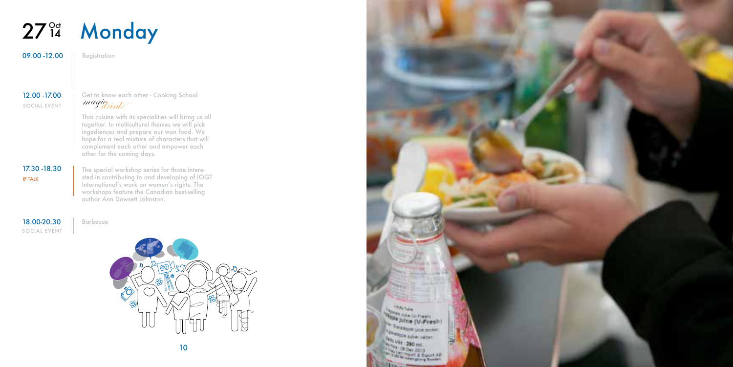# 27 Oct 14 Monday

**09.00 -12.00**

Registration

**12.00 -17.00**
SOCIAL EVENT

Get to know each other - Cooking School
*magic drink*

Thai cuisine with its specialities will bring us all together. In multicultural themes we will pick ingediences and prepare our won food. We hope for a real mixture of characters that will complement each other and empower each other for the coming days.

**17.30 -18.30**
IF TALK

The special workshop series for those interested in contributing to and developing of IOGT International's work on women's rights. The workshops feature the Canadian best-selling author Ann Dowsett Johnston.

**18.00-20.30**
SOCIAL EVENT

Barbecue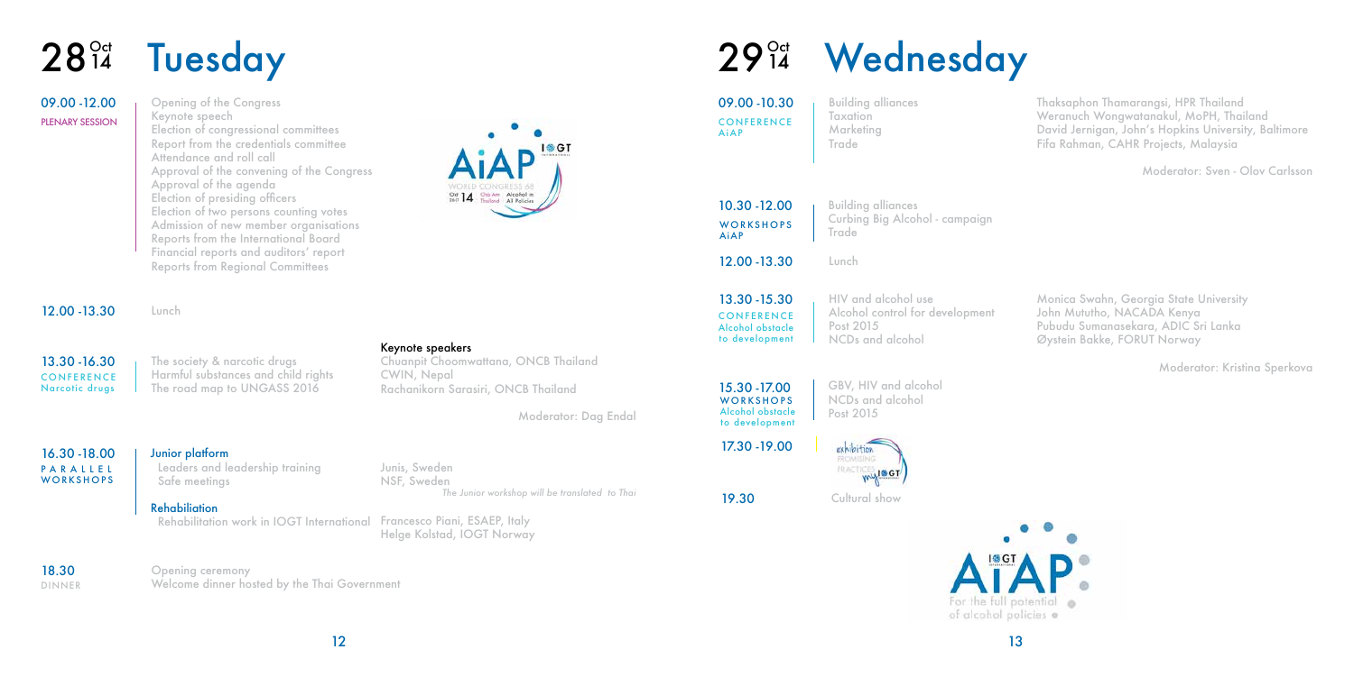# 28 Oct 14 Tuesday

**09.00 -12.00**
PLENARY SESSION

- Opening of the Congress
- Keynote speech
- Election of congressional committees
- Report from the credentials committee
- Attendance and roll call
- Approval of the convening of the Congress
- Approval of the agenda
- Election of presiding officers
- Election of two persons counting votes
- Admission of new member organisations
- Reports from the International Board
- Financial reports and auditors' report
- Reports from Regional Committees

**12.00 -13.30**
Lunch

**13.30 -16.30**
CONFERENCE
Narcotic drugs

- The society & narcotic drugs
- Harmful substances and child rights
- The road map to UNGASS 2016

**Keynote speakers**
Chuanpit Choomwattana, ONCB Thailand
CWIN, Nepal
Rachanikorn Sarasiri, ONCB Thailand

Moderator: Dag Endal

**16.30 -18.00**
PARALLEL WORKSHOPS

**Junior platform**
- Leaders and leadership training
- Safe meetings

Junis, Sweden
NSF, Sweden

*The Junior workshop will be translated to Thai*

**Rehabiliation**
- Rehabilitation work in IOGT International

Francesco Piani, ESAEP, Italy
Helge Kolstad, IOGT Norway

**18.30**
DINNER

Opening ceremony
Welcome dinner hosted by the Thai Government

# 29 Oct 14 Wednesday

**09.00 -10.30**
CONFERENCE
AiAP

- Building alliances
- Taxation
- Marketing
- Trade

Thaksaphon Thamarangsi, HPR Thailand
Weranuch Wongwatanakul, MoPH, Thailand
David Jernigan, John's Hopkins University, Baltimore
Fifa Rahman, CAHR Projects, Malaysia

Moderator: Sven - Olov Carlsson

**10.30 -12.00**
WORKSHOPS
AiAP

- Building alliances
- Curbing Big Alcohol - campaign
- Trade

**12.00 -13.30**
Lunch

**13.30 -15.30**
CONFERENCE
Alcohol obstacle to development

- HIV and alcohol use
- Alcohol control for development
- Post 2015
- NCDs and alcohol

Monica Swahn, Georgia State University
John Mututho, NACADA Kenya
Pubudu Sumanasekara, ADIC Sri Lanka
Øystein Bakke, FORUT Norway

Moderator: Kristina Sperkova

**15.30 -17.00**
WORKSHOPS
Alcohol obstacle to development

- GBV, HIV and alcohol
- NCDs and alcohol
- Post 2015

**17.30 -19.00**
Exhibition Promising Practices

**19.30**
Cultural show

AiAP – For the full potential of alcohol policies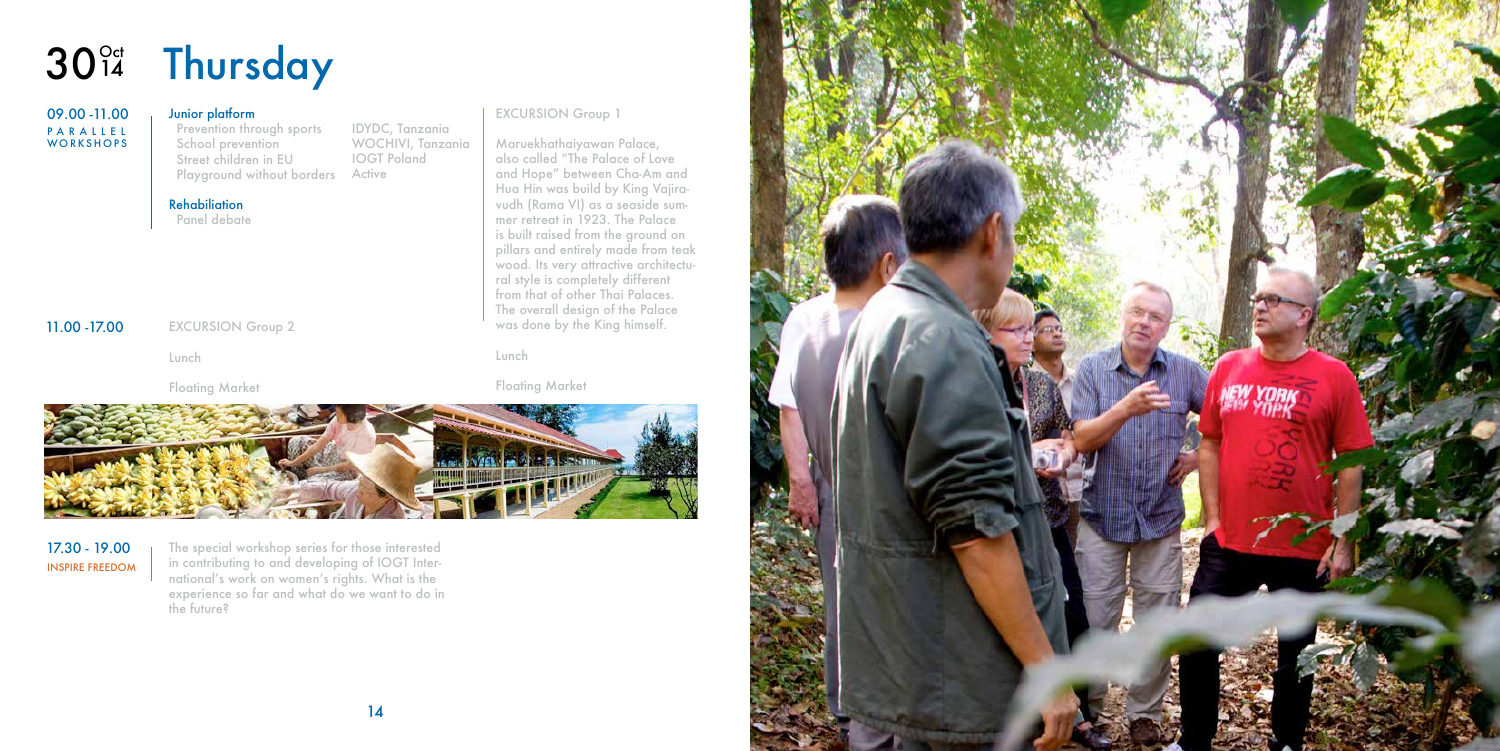# 30 Oct 14 Thursday

**09.00 -11.00**
PARALLEL WORKSHOPS

**Junior platform**

| | |
|---|---|
| Prevention through sports | IDYDC, Tanzania |
| School prevention | WOCHIVI, Tanzania |
| Street children in EU | IOGT Poland |
| Playground without borders | Active |

**Rehabiliation**
Panel debate

**11.00 -17.00**

EXCURSION Group 2

Lunch

Floating Market

EXCURSION Group 1

Maruekhathaiyawan Palace, also called "The Palace of Love and Hope" between Cha-Am and Hua Hin was build by King Vajiravudh (Rama VI) as a seaside summer retreat in 1923. The Palace is built raised from the ground on pillars and entirely made from teak wood. Its very attractive architectural style is completely different from that of other Thai Palaces. The overall design of the Palace was done by the King himself.

Lunch

Floating Market

**17.30 - 19.00**
INSPIRE FREEDOM

The special workshop series for those interested in contributing to and developing of IOGT International's work on women's rights. What is the experience so far and what do we want to do in the future?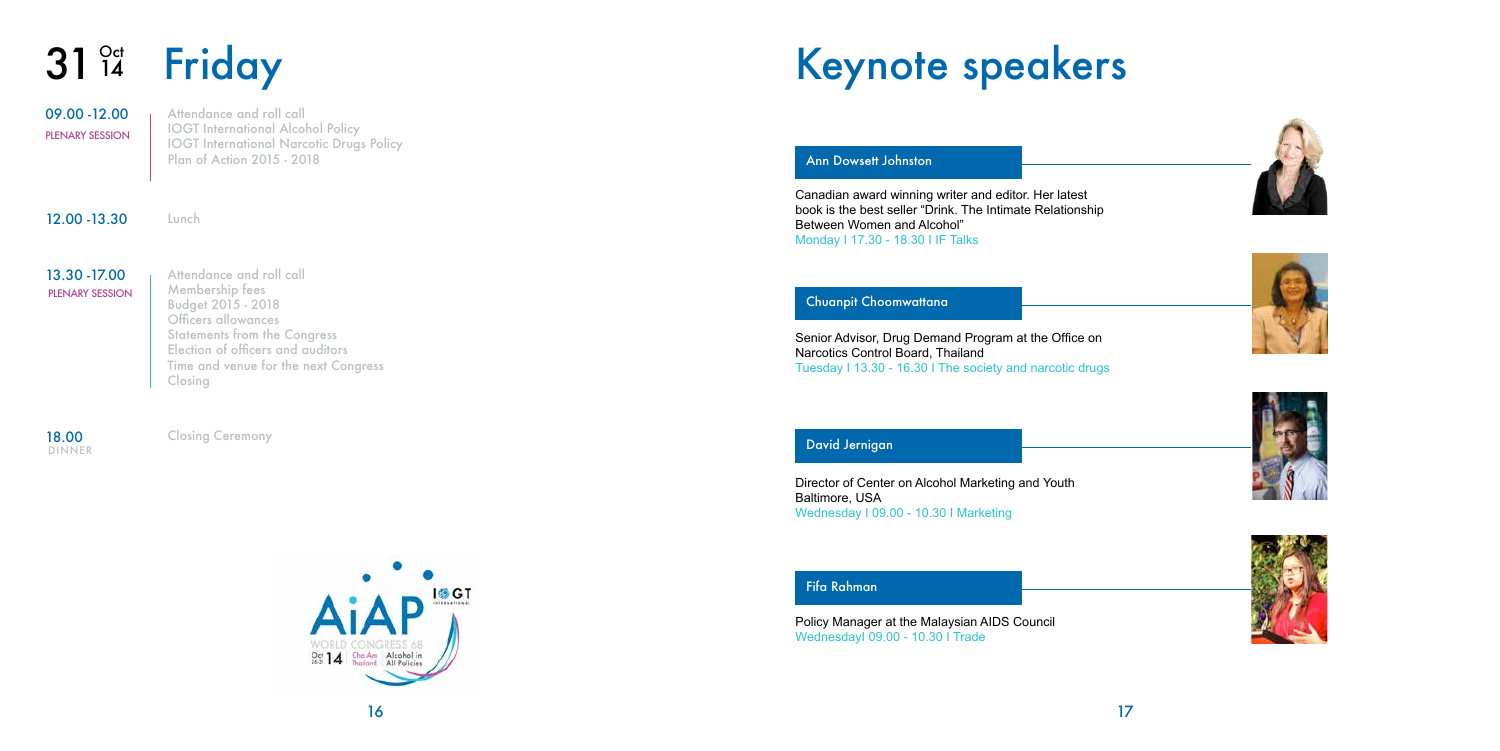# 31 Oct 14 Friday

**09.00 -12.00**
PLENARY SESSION

- Attendance and roll call
- IOGT International Alcohol Policy
- IOGT International Narcotic Drugs Policy
- Plan of Action 2015 - 2018

**12.00 -13.30**

Lunch

**13.30 -17.00**
PLENARY SESSION

- Attendance and roll call
- Membership fees
- Budget 2015 - 2018
- Officers allowances
- Statements from the Congress
- Election of officers and auditors
- Time and venue for the next Congress
- Closing

**18.00**
DINNER

Closing Ceremony

# Keynote speakers

## Ann Dowsett Johnston

Canadian award winning writer and editor. Her latest book is the best seller "Drink. The Intimate Relationship Between Women and Alcohol"
Monday I 17.30 - 18.30 I IF Talks

## Chuanpit Choomwattana

Senior Advisor, Drug Demand Program at the Office on Narcotics Control Board, Thailand
Tuesday I 13.30 - 16.30 I The society and narcotic drugs

## David Jernigan

Director of Center on Alcohol Marketing and Youth Baltimore, USA
Wednesday I 09.00 - 10.30 I Marketing

## Fifa Rahman

Policy Manager at the Malaysian AIDS Council
WednesdayI 09.00 - 10.30 I Trade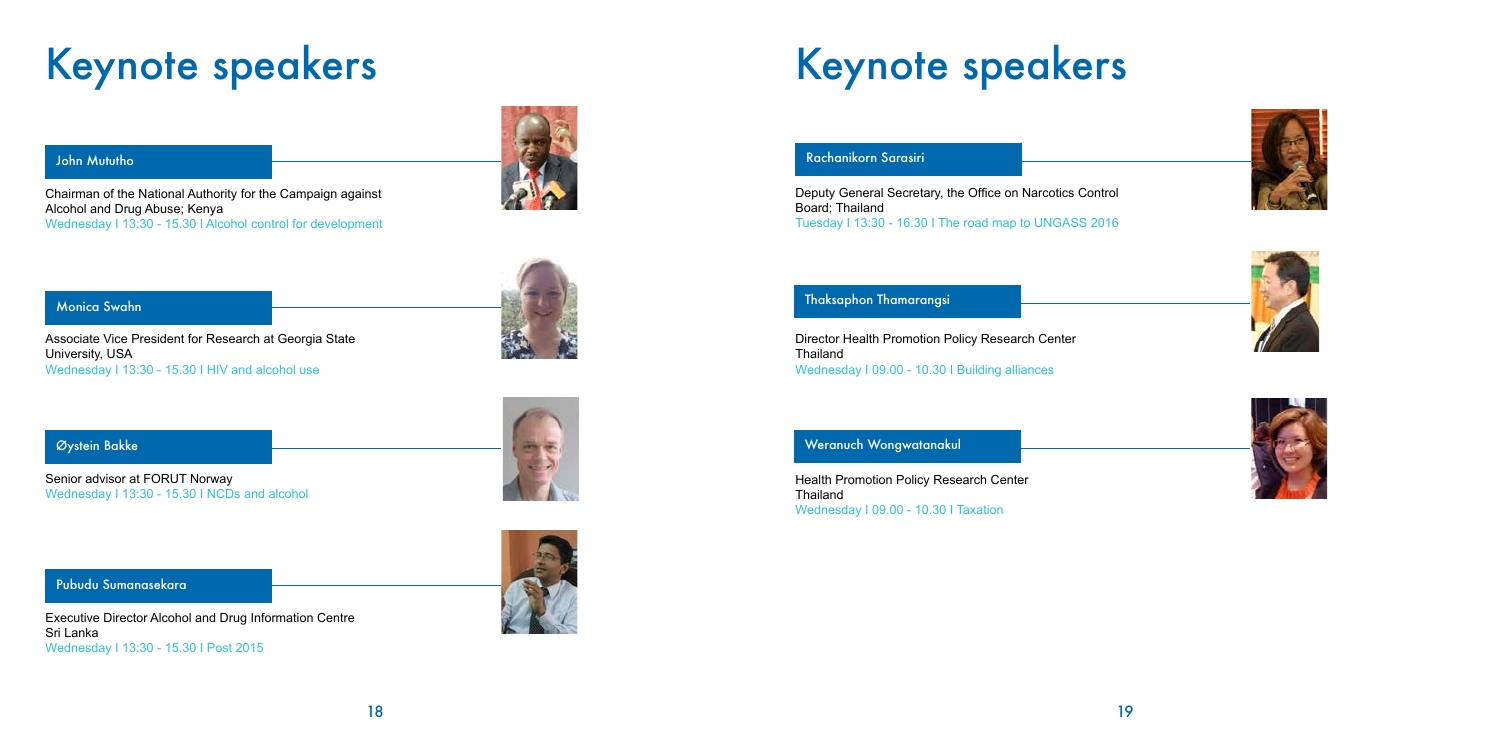# Keynote speakers

### John Mututho

Chairman of the National Authority for the Campaign against Alcohol and Drug Abuse; Kenya
Wednesday I 13:30 - 15.30 I Alcohol control for development

### Monica Swahn

Associate Vice President for Research at Georgia State University, USA
Wednesday I 13:30 - 15.30 I HIV and alcohol use

### Øystein Bakke

Senior advisor at FORUT Norway
Wednesday I 13:30 - 15.30 I NCDs and alcohol

### Pubudu Sumanasekara

Executive Director Alcohol and Drug Information Centre Sri Lanka
Wednesday I 13:30 - 15.30 I Post 2015

# Keynote speakers

### Rachanikorn Sarasiri

Deputy General Secretary, the Office on Narcotics Control Board; Thailand
Tuesday I 13:30 - 16.30 I The road map to UNGASS 2016

### Thaksaphon Thamarangsi

Director Health Promotion Policy Research Center Thailand
Wednesday I 09.00 - 10.30 I Building alliances

### Weranuch Wongwatanakul

Health Promotion Policy Research Center Thailand
Wednesday I 09.00 - 10.30 I Taxation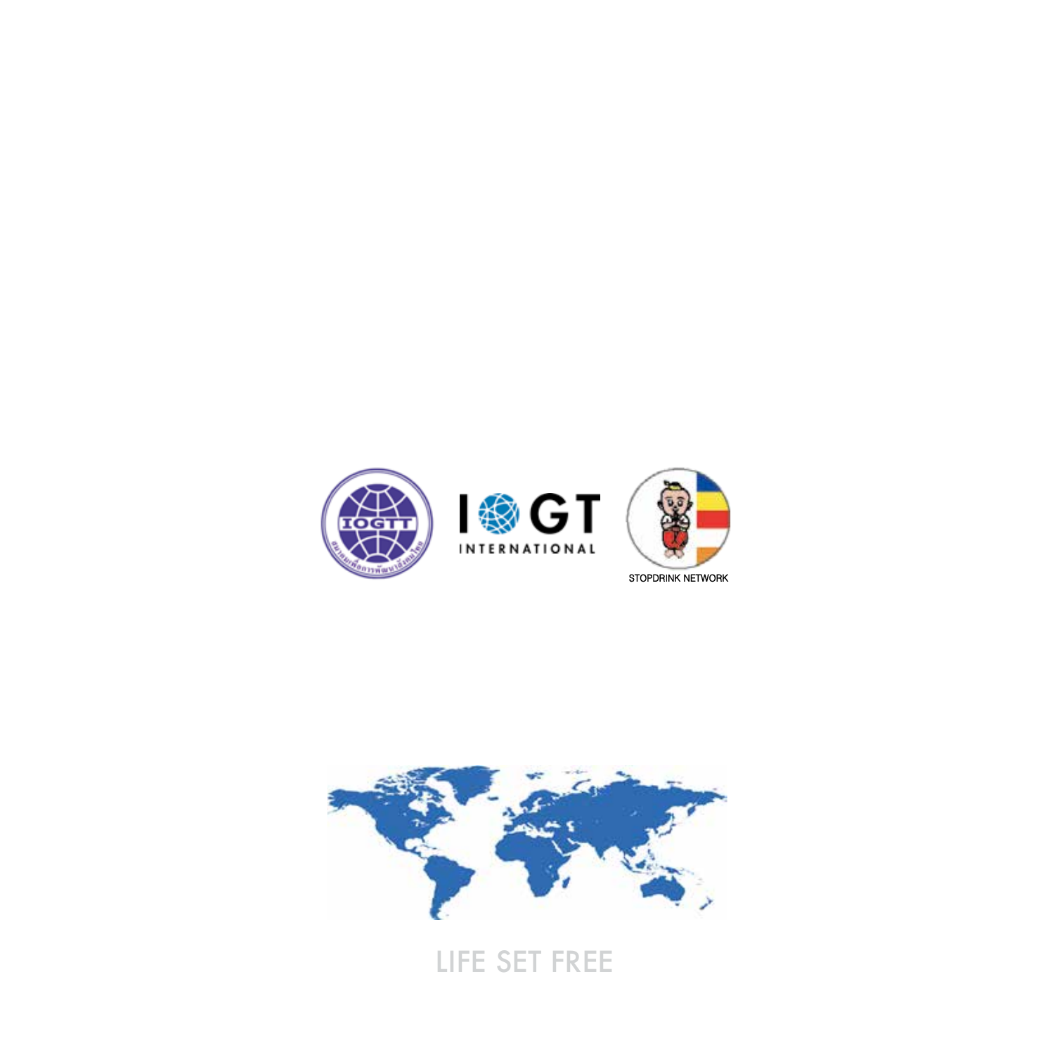STOPDRINK NETWORK

LIFE SET FREE